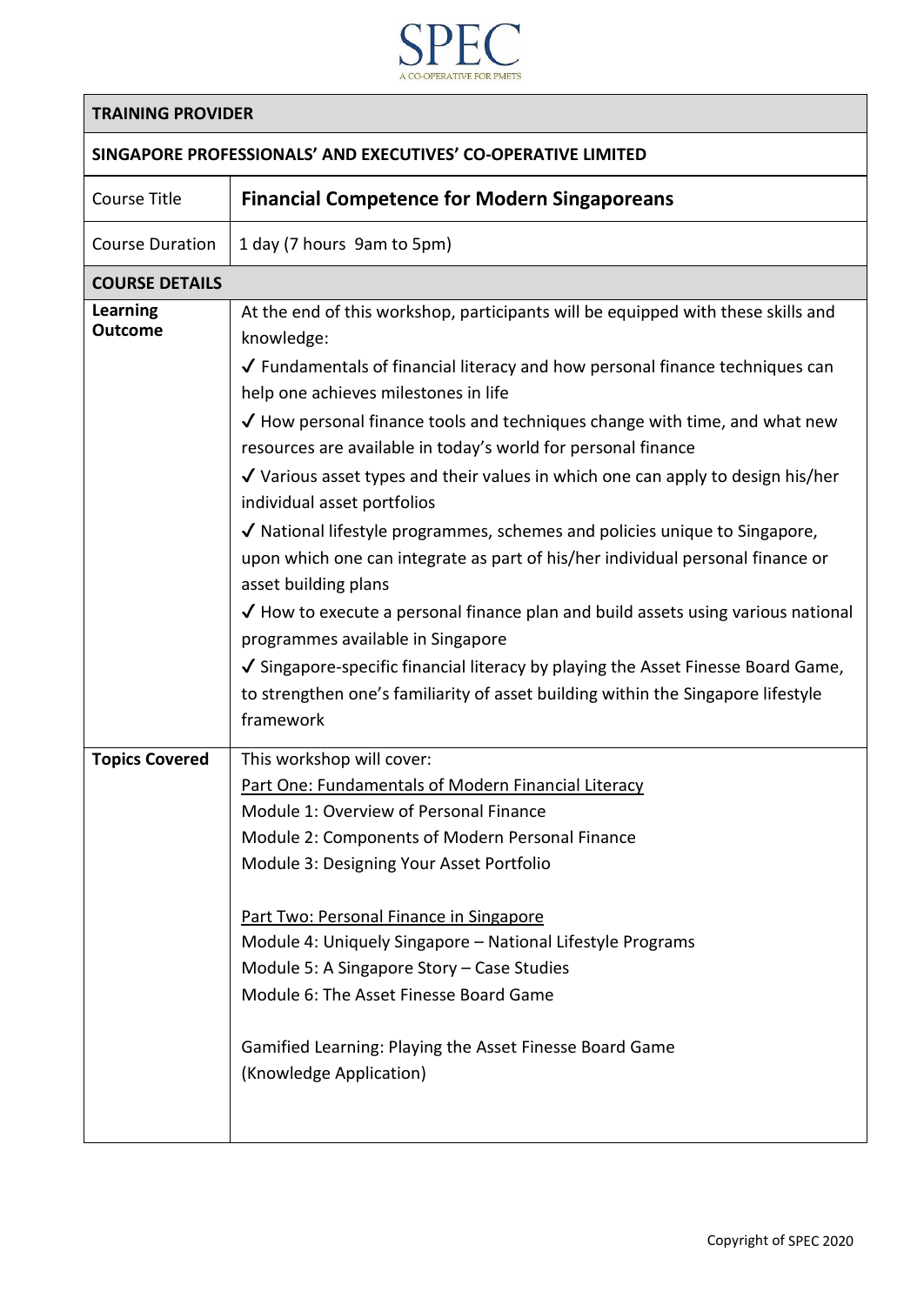SPEC

A CO-OPERATIVE FOR PMETS

| TRAINING PROVIDER | |
|---|---|
| **SINGAPORE PROFESSIONALS' AND EXECUTIVES' CO-OPERATIVE LIMITED** | |
| Course Title | **Financial Competence for Modern Singaporeans** |
| Course Duration | 1 day (7 hours 9am to 5pm) |
| **COURSE DETAILS** | |
| **Learning Outcome** | At the end of this workshop, participants will be equipped with these skills and knowledge:<br>✓ Fundamentals of financial literacy and how personal finance techniques can help one achieves milestones in life<br>✓ How personal finance tools and techniques change with time, and what new resources are available in today's world for personal finance<br>✓ Various asset types and their values in which one can apply to design his/her individual asset portfolios<br>✓ National lifestyle programmes, schemes and policies unique to Singapore, upon which one can integrate as part of his/her individual personal finance or asset building plans<br>✓ How to execute a personal finance plan and build assets using various national programmes available in Singapore<br>✓ Singapore-specific financial literacy by playing the Asset Finesse Board Game, to strengthen one's familiarity of asset building within the Singapore lifestyle framework |
| **Topics Covered** | This workshop will cover:<br>Part One: Fundamentals of Modern Financial Literacy<br>Module 1: Overview of Personal Finance<br>Module 2: Components of Modern Personal Finance<br>Module 3: Designing Your Asset Portfolio<br><br>Part Two: Personal Finance in Singapore<br>Module 4: Uniquely Singapore – National Lifestyle Programs<br>Module 5: A Singapore Story – Case Studies<br>Module 6: The Asset Finesse Board Game<br><br>Gamified Learning: Playing the Asset Finesse Board Game<br>(Knowledge Application) |

Copyright of SPEC 2020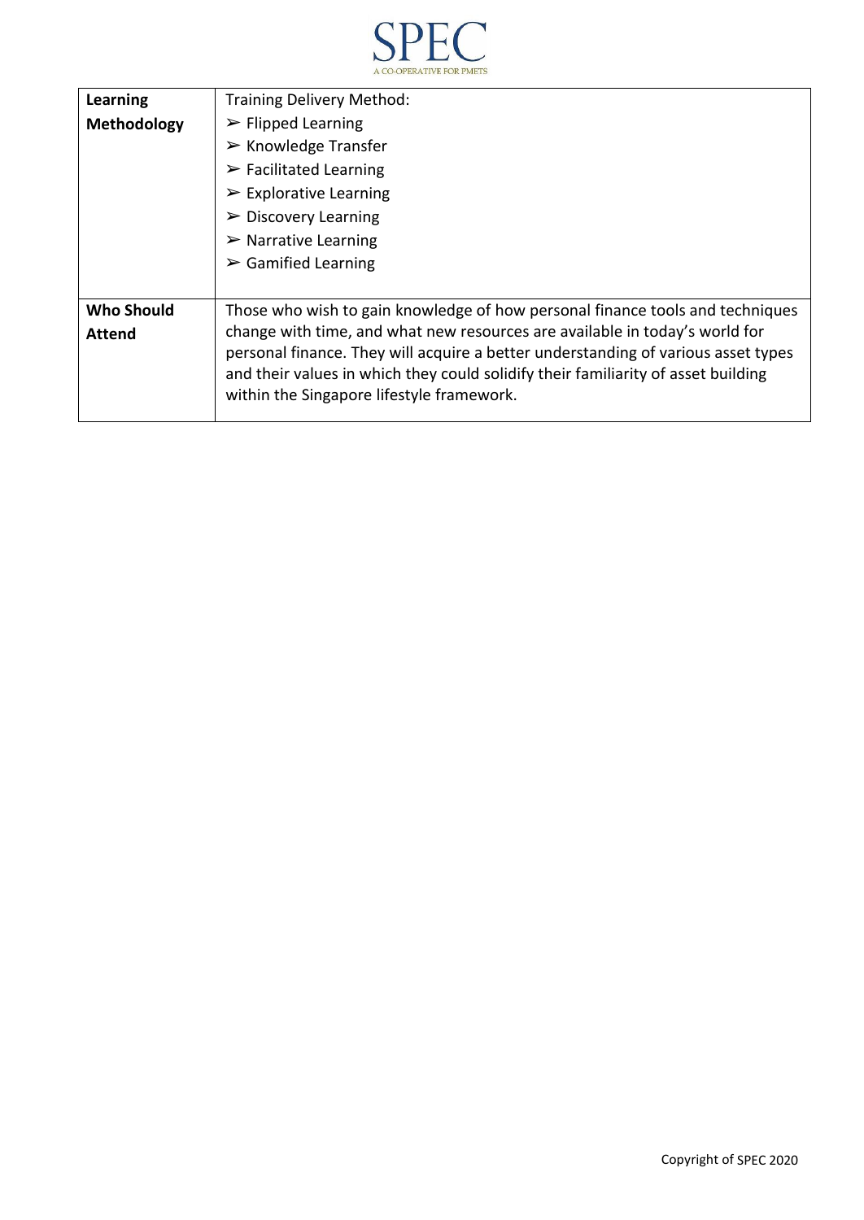| | |
|---|---|
| **Learning Methodology** | Training Delivery Method:<br>➢ Flipped Learning<br>➢ Knowledge Transfer<br>➢ Facilitated Learning<br>➢ Explorative Learning<br>➢ Discovery Learning<br>➢ Narrative Learning<br>➢ Gamified Learning |
| **Who Should Attend** | Those who wish to gain knowledge of how personal finance tools and techniques change with time, and what new resources are available in today's world for personal finance. They will acquire a better understanding of various asset types and their values in which they could solidify their familiarity of asset building within the Singapore lifestyle framework. |